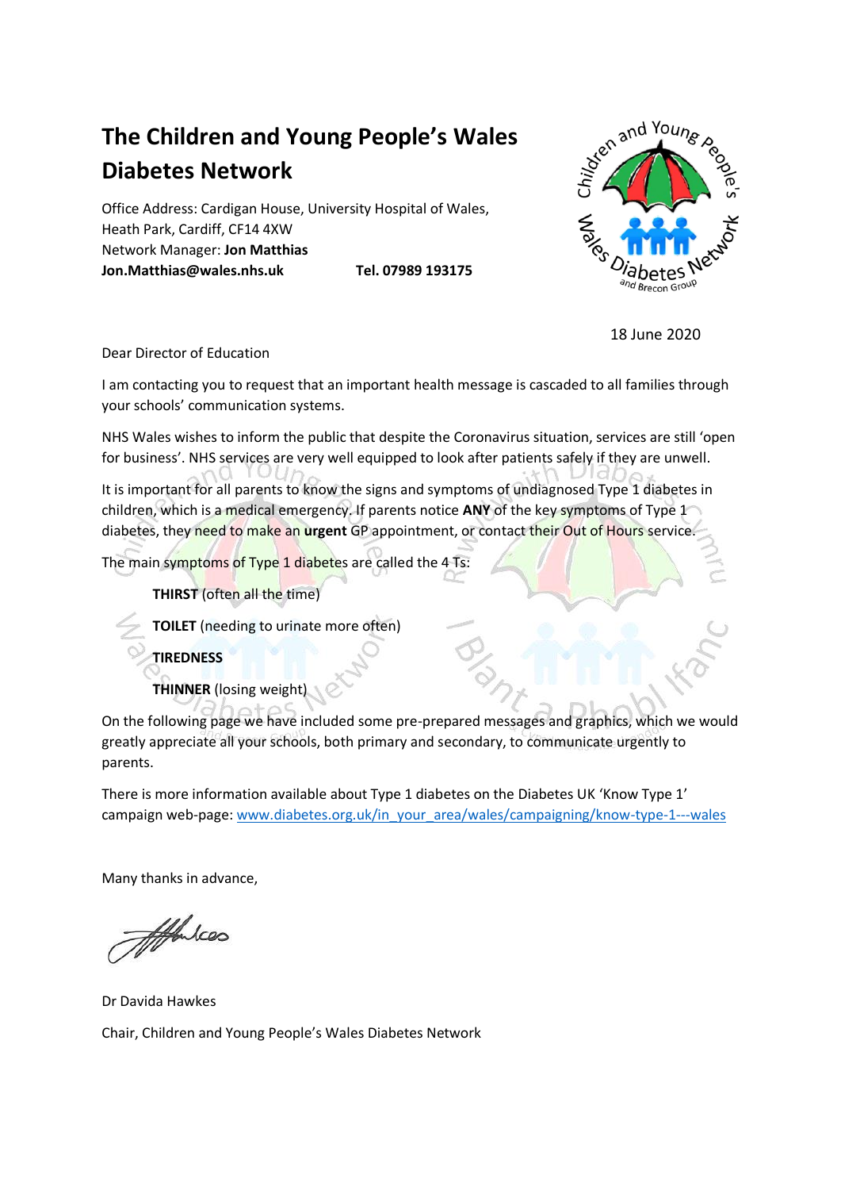# The Children and Young People's Wales Diabetes Network

Office Address: Cardigan House, University Hospital of Wales, Heath Park, Cardiff, CF14 4XW
Network Manager: **Jon Matthias**
**Jon.Matthias@wales.nhs.uk** **Tel. 07989 193175**

18 June 2020

Dear Director of Education

I am contacting you to request that an important health message is cascaded to all families through your schools' communication systems.

NHS Wales wishes to inform the public that despite the Coronavirus situation, services are still 'open for business'. NHS services are very well equipped to look after patients safely if they are unwell.

It is important for all parents to know the signs and symptoms of undiagnosed Type 1 diabetes in children, which is a medical emergency. If parents notice **ANY** of the key symptoms of Type 1 diabetes, they need to make an **urgent** GP appointment, or contact their Out of Hours service.

The main symptoms of Type 1 diabetes are called the 4 Ts:

- **THIRST** (often all the time)
- **TOILET** (needing to urinate more often)
- **TIREDNESS**
- **THINNER** (losing weight)

On the following page we have included some pre-prepared messages and graphics, which we would greatly appreciate all your schools, both primary and secondary, to communicate urgently to parents.

There is more information available about Type 1 diabetes on the Diabetes UK 'Know Type 1' campaign web-page: [www.diabetes.org.uk/in_your_area/wales/campaigning/know-type-1---wales](www.diabetes.org.uk/in_your_area/wales/campaigning/know-type-1---wales)

Many thanks in advance,

Dr Davida Hawkes

Chair, Children and Young People's Wales Diabetes Network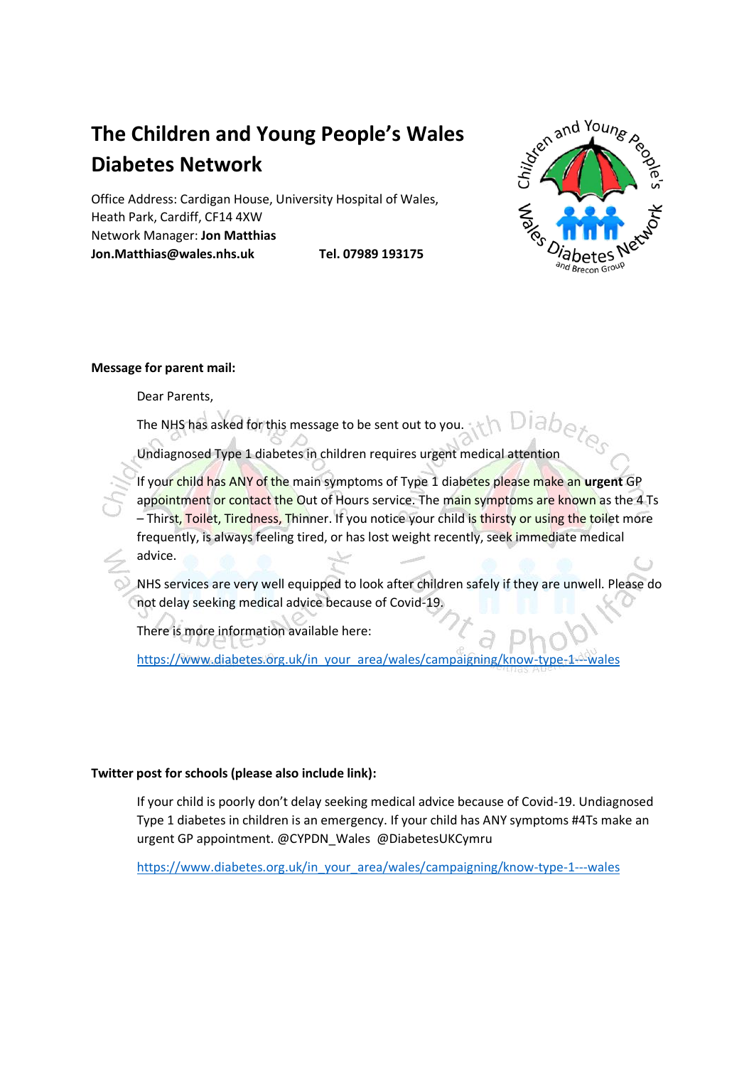# The Children and Young People's Wales Diabetes Network

Office Address: Cardigan House, University Hospital of Wales, Heath Park, Cardiff, CF14 4XW
Network Manager: **Jon Matthias**
**Jon.Matthias@wales.nhs.uk** **Tel. 07989 193175**

**Message for parent mail:**

Dear Parents,

The NHS has asked for this message to be sent out to you.

Undiagnosed Type 1 diabetes in children requires urgent medical attention

If your child has ANY of the main symptoms of Type 1 diabetes please make an **urgent** GP appointment or contact the Out of Hours service. The main symptoms are known as the 4 Ts – Thirst, Toilet, Tiredness, Thinner. If you notice your child is thirsty or using the toilet more frequently, is always feeling tired, or has lost weight recently, seek immediate medical advice.

NHS services are very well equipped to look after children safely if they are unwell. Please do not delay seeking medical advice because of Covid-19.

There is more information available here:

https://www.diabetes.org.uk/in_your_area/wales/campaigning/know-type-1---wales

**Twitter post for schools (please also include link):**

If your child is poorly don't delay seeking medical advice because of Covid-19. Undiagnosed Type 1 diabetes in children is an emergency. If your child has ANY symptoms #4Ts make an urgent GP appointment. @CYPDN_Wales @DiabetesUKCymru

https://www.diabetes.org.uk/in_your_area/wales/campaigning/know-type-1---wales